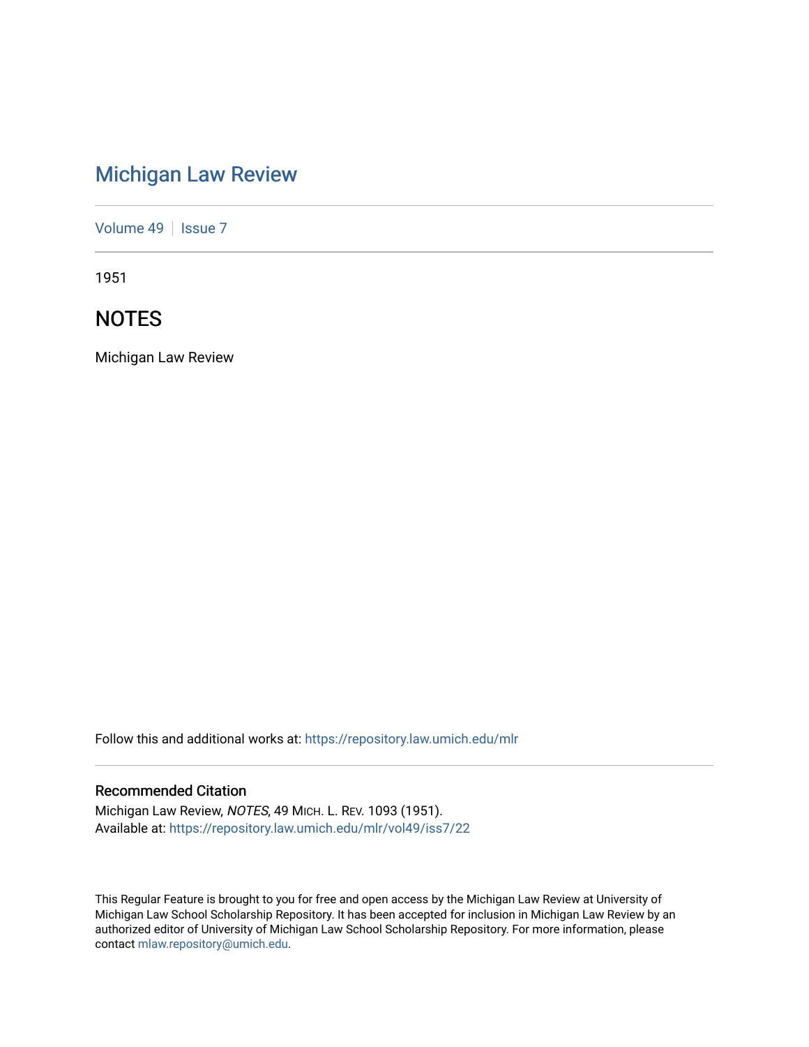# Michigan Law Review

Volume 49 | Issue 7

1951

## NOTES

Michigan Law Review

Follow this and additional works at: https://repository.law.umich.edu/mlr

### Recommended Citation

Michigan Law Review, *NOTES*, 49 MICH. L. REV. 1093 (1951).
Available at: https://repository.law.umich.edu/mlr/vol49/iss7/22

This Regular Feature is brought to you for free and open access by the Michigan Law Review at University of Michigan Law School Scholarship Repository. It has been accepted for inclusion in Michigan Law Review by an authorized editor of University of Michigan Law School Scholarship Repository. For more information, please contact mlaw.repository@umich.edu.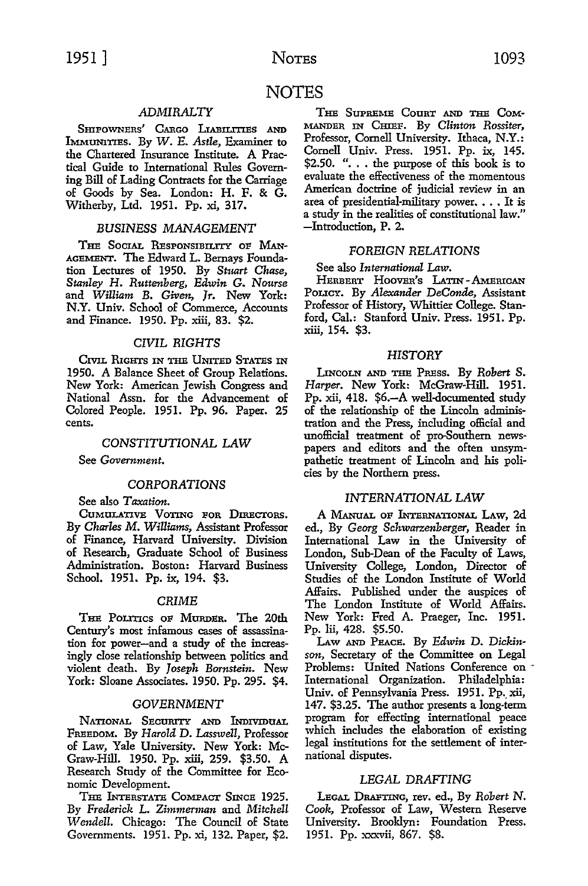# NOTES

### *ADMIRALTY*

SHIPOWNERS' CARGO LIABILITIES AND IMMUNITIES. By *W. E. Astle*, Examiner to the Chartered Insurance Institute. A Practical Guide to International Rules Governing Bill of Lading Contracts for the Carriage of Goods by Sea. London: H. F. & G. Witherby, Ltd. 1951. Pp. xi, 317.

### *BUSINESS MANAGEMENT*

THE SOCIAL RESPONSIBILITY OF MANAGEMENT. The Edward L. Bernays Foundation Lectures of 1950. By *Stuart Chase, Stanley H. Ruttenberg, Edwin G. Nourse* and *William B. Given, Jr.* New York: N.Y. Univ. School of Commerce, Accounts and Finance. 1950. Pp. xiii, 83. $2.

### *CIVIL RIGHTS*

CIVIL RIGHTS IN THE UNITED STATES IN 1950. A Balance Sheet of Group Relations. New York: American Jewish Congress and National Assn. for the Advancement of Colored People. 1951. Pp. 96. Paper. 25 cents.

### *CONSTITUTIONAL LAW*

See *Government.*

### *CORPORATIONS*

See also *Taxation.*

CUMULATIVE VOTING FOR DIRECTORS. By *Charles M. Williams*, Assistant Professor of Finance, Harvard University. Division of Research, Graduate School of Business Administration. Boston: Harvard Business School. 1951. Pp. ix, 194. $3.

### *CRIME*

THE POLITICS OF MURDER. The 20th Century's most infamous cases of assassination for power—and a study of the increasingly close relationship between politics and violent death. By *Joseph Bornstein.* New York: Sloane Associates. 1950. Pp. 295. $4.

### *GOVERNMENT*

NATIONAL SECURITY AND INDIVIDUAL FREEDOM. By *Harold D. Lasswell*, Professor of Law, Yale University. New York: McGraw-Hill. 1950. Pp. xiii, 259. $3.50. A Research Study of the Committee for Economic Development.

THE INTERSTATE COMPACT SINCE 1925. By *Frederick L. Zimmerman* and *Mitchell Wendell.* Chicago: The Council of State Governments. 1951. Pp. xi, 132. Paper, $2.

THE SUPREME COURT AND THE COMMANDER IN CHIEF. By *Clinton Rossiter*, Professor, Cornell University. Ithaca, N.Y.: Cornell Univ. Press. 1951. Pp. ix, 145. $2.50. ". . . the purpose of this book is to evaluate the effectiveness of the momentous American doctrine of judicial review in an area of presidential-military power. . . . It is a study in the realities of constitutional law." —Introduction, P. 2.

### *FOREIGN RELATIONS*

See also *International Law.*

HERBERT HOOVER'S LATIN-AMERICAN POLICY. By *Alexander DeConde*, Assistant Professor of History, Whittier College. Stanford, Cal.: Stanford Univ. Press. 1951. Pp. xiii, 154. $3.

### *HISTORY*

LINCOLN AND THE PRESS. By *Robert S. Harper.* New York: McGraw-Hill. 1951. Pp. xii, 418. $6.—A well-documented study of the relationship of the Lincoln administration and the Press, including official and unofficial treatment of pro-Southern newspapers and editors and the often unsympathetic treatment of Lincoln and his policies by the Northern press.

### *INTERNATIONAL LAW*

A MANUAL OF INTERNATIONAL LAW, 2d ed., By *Georg Schwarzenberger*, Reader in International Law in the University of London, Sub-Dean of the Faculty of Laws, University College, London, Director of Studies of the London Institute of World Affairs. Published under the auspices of The London Institute of World Affairs. New York: Fred A. Praeger, Inc. 1951. Pp. lii, 428. $5.50.

LAW AND PEACE. By *Edwin D. Dickinson*, Secretary of the Committee on Legal Problems: United Nations Conference on International Organization. Philadelphia: Univ. of Pennsylvania Press. 1951. Pp. xii, 147. $3.25. The author presents a long-term program for effecting international peace which includes the elaboration of existing legal institutions for the settlement of international disputes.

### *LEGAL DRAFTING*

LEGAL DRAFTING, rev. ed., By *Robert N. Cook*, Professor of Law, Western Reserve University. Brooklyn: Foundation Press. 1951. Pp. xxxvii, 867. $8.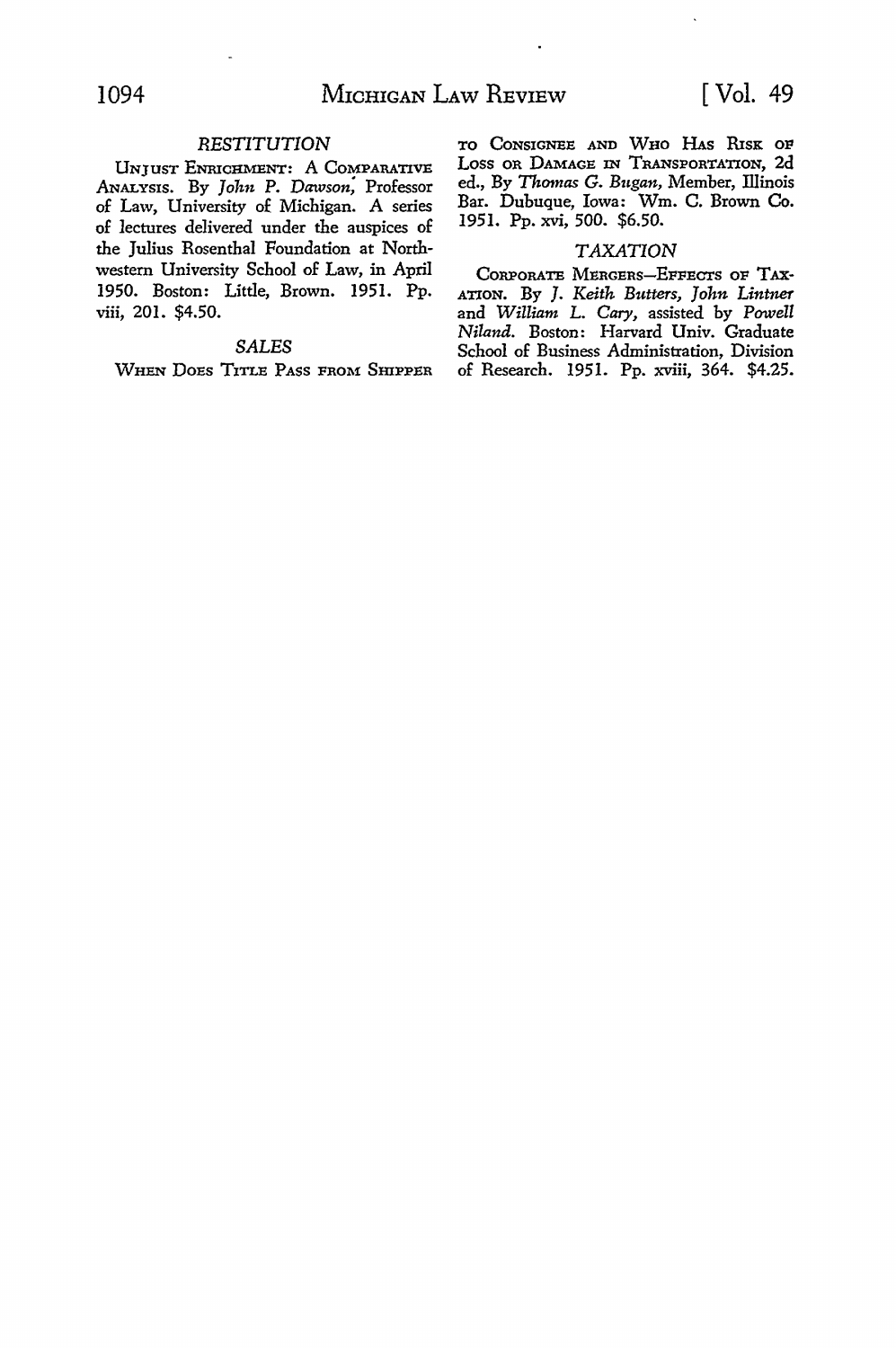### *RESTITUTION*

UNJUST ENRICHMENT: A COMPARATIVE ANALYSIS. By *John P. Dawson*, Professor of Law, University of Michigan. A series of lectures delivered under the auspices of the Julius Rosenthal Foundation at Northwestern University School of Law, in April 1950. Boston: Little, Brown. 1951. Pp. viii, 201. $4.50.

### *SALES*

WHEN DOES TITLE PASS FROM SHIPPER TO CONSIGNEE AND WHO HAS RISK OF LOSS OR DAMAGE IN TRANSPORTATION, 2d ed., By *Thomas G. Bugan*, Member, Illinois Bar. Dubuque, Iowa: Wm. C. Brown Co. 1951. Pp. xvi, 500. $6.50.

### *TAXATION*

CORPORATE MERGERS—EFFECTS OF TAXATION. By *J. Keith Butters, John Lintner* and *William L. Cary*, assisted by *Powell Niland*. Boston: Harvard Univ. Graduate School of Business Administration, Division of Research. 1951. Pp. xviii, 364. $4.25.